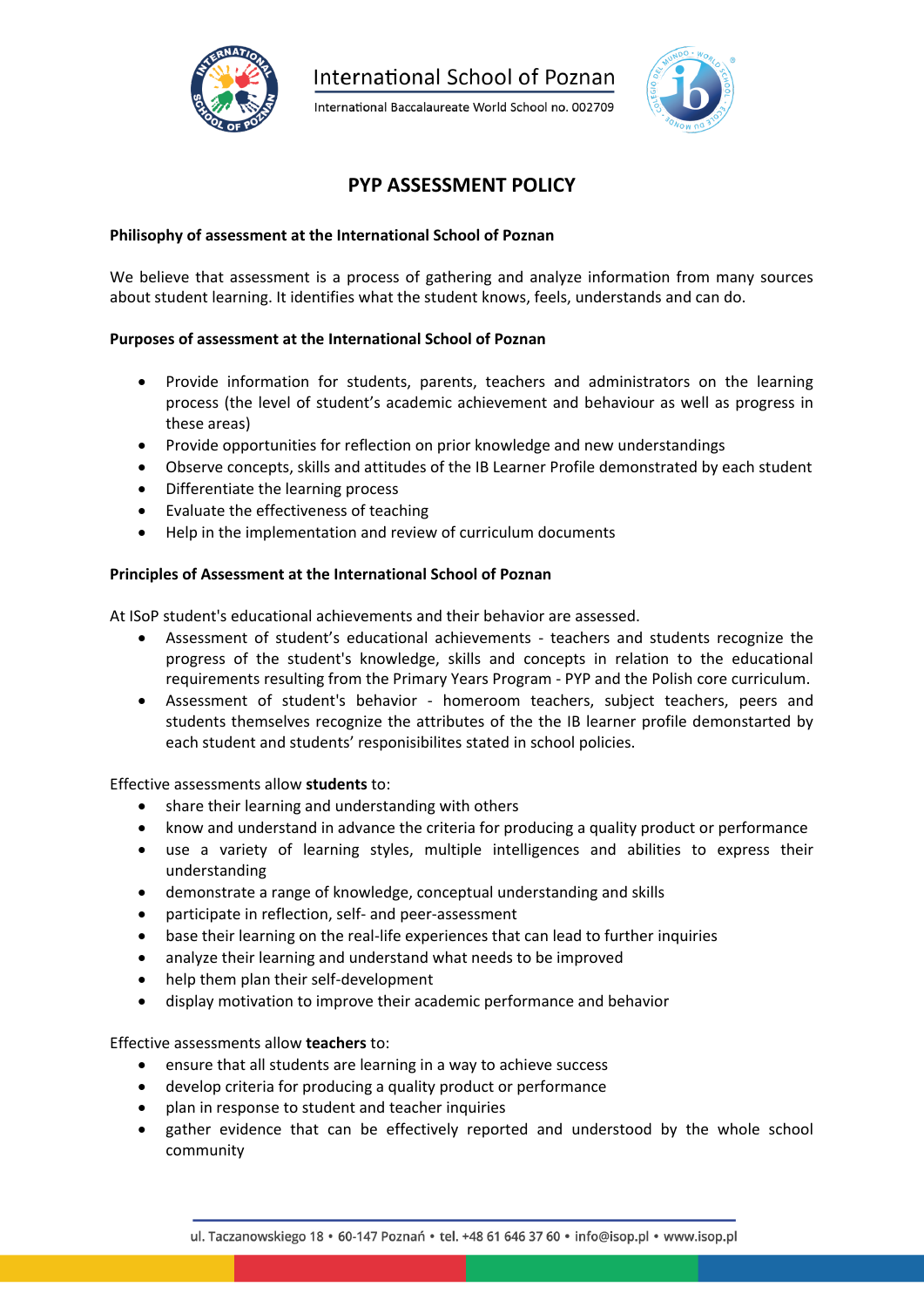International School of Poznan

International Baccalaureate World School no. 002709

# PYP ASSESSMENT POLICY

**Philisophy of assessment at the International School of Poznan**

We believe that assessment is a process of gathering and analyze information from many sources about student learning. It identifies what the student knows, feels, understands and can do.

**Purposes of assessment at the International School of Poznan**

- Provide information for students, parents, teachers and administrators on the learning process (the level of student's academic achievement and behaviour as well as progress in these areas)
- Provide opportunities for reflection on prior knowledge and new understandings
- Observe concepts, skills and attitudes of the IB Learner Profile demonstrated by each student
- Differentiate the learning process
- Evaluate the effectiveness of teaching
- Help in the implementation and review of curriculum documents

**Principles of Assessment at the International School of Poznan**

At ISoP student's educational achievements and their behavior are assessed.

- Assessment of student's educational achievements - teachers and students recognize the progress of the student's knowledge, skills and concepts in relation to the educational requirements resulting from the Primary Years Program - PYP and the Polish core curriculum.
- Assessment of student's behavior - homeroom teachers, subject teachers, peers and students themselves recognize the attributes of the the IB learner profile demonstarted by each student and students' responisibilites stated in school policies.

Effective assessments allow **students** to:

- share their learning and understanding with others
- know and understand in advance the criteria for producing a quality product or performance
- use a variety of learning styles, multiple intelligences and abilities to express their understanding
- demonstrate a range of knowledge, conceptual understanding and skills
- participate in reflection, self- and peer-assessment
- base their learning on the real-life experiences that can lead to further inquiries
- analyze their learning and understand what needs to be improved
- help them plan their self-development
- display motivation to improve their academic performance and behavior

Effective assessments allow **teachers** to:

- ensure that all students are learning in a way to achieve success
- develop criteria for producing a quality product or performance
- plan in response to student and teacher inquiries
- gather evidence that can be effectively reported and understood by the whole school community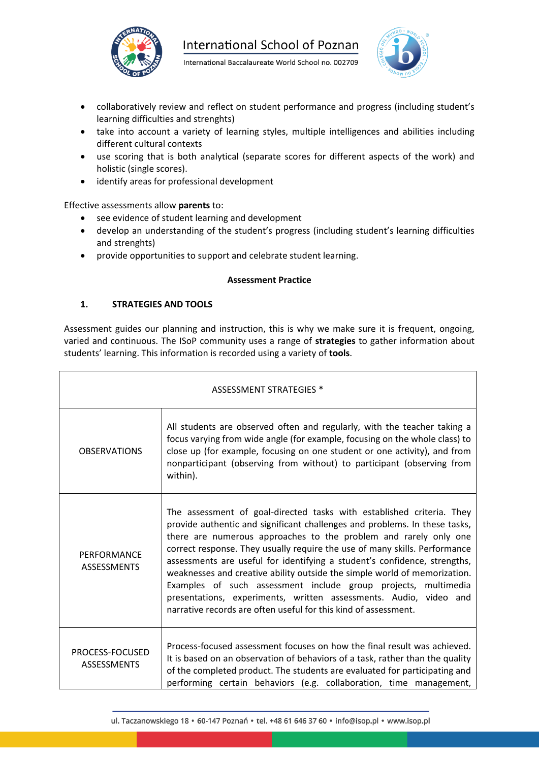- collaboratively review and reflect on student performance and progress (including student's learning difficulties and strenghts)
- take into account a variety of learning styles, multiple intelligences and abilities including different cultural contexts
- use scoring that is both analytical (separate scores for different aspects of the work) and holistic (single scores).
- identify areas for professional development

Effective assessments allow **parents** to:

- see evidence of student learning and development
- develop an understanding of the student's progress (including student's learning difficulties and strenghts)
- provide opportunities to support and celebrate student learning.

**Assessment Practice**

**1. STRATEGIES AND TOOLS**

Assessment guides our planning and instruction, this is why we make sure it is frequent, ongoing, varied and continuous. The ISoP community uses a range of **strategies** to gather information about students' learning. This information is recorded using a variety of **tools**.

| ASSESSMENT STRATEGIES * | |
|---|---|
| OBSERVATIONS | All students are observed often and regularly, with the teacher taking a focus varying from wide angle (for example, focusing on the whole class) to close up (for example, focusing on one student or one activity), and from nonparticipant (observing from without) to participant (observing from within). |
| PERFORMANCE ASSESSMENTS | The assessment of goal-directed tasks with established criteria. They provide authentic and significant challenges and problems. In these tasks, there are numerous approaches to the problem and rarely only one correct response. They usually require the use of many skills. Performance assessments are useful for identifying a student's confidence, strengths, weaknesses and creative ability outside the simple world of memorization. Examples of such assessment include group projects, multimedia presentations, experiments, written assessments. Audio, video and narrative records are often useful for this kind of assessment. |
| PROCESS-FOCUSED ASSESSMENTS | Process-focused assessment focuses on how the final result was achieved. It is based on an observation of behaviors of a task, rather than the quality of the completed product. The students are evaluated for participating and performing certain behaviors (e.g. collaboration, time management, |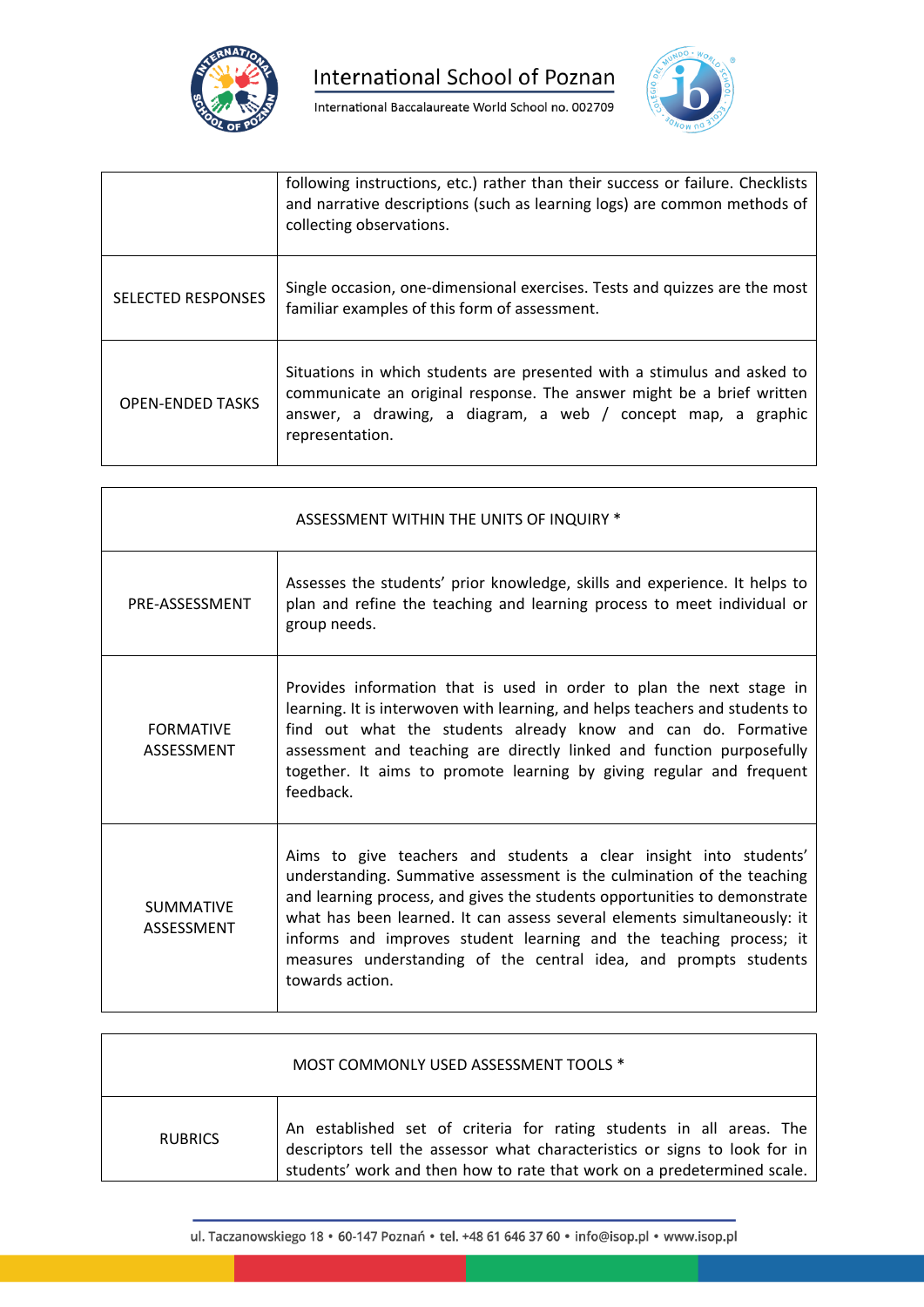| | |
|---|---|
| | following instructions, etc.) rather than their success or failure. Checklists and narrative descriptions (such as learning logs) are common methods of collecting observations. |
| SELECTED RESPONSES | Single occasion, one-dimensional exercises. Tests and quizzes are the most familiar examples of this form of assessment. |
| OPEN-ENDED TASKS | Situations in which students are presented with a stimulus and asked to communicate an original response. The answer might be a brief written answer, a drawing, a diagram, a web / concept map, a graphic representation. |

| ASSESSMENT WITHIN THE UNITS OF INQUIRY * | |
|---|---|
| PRE-ASSESSMENT | Assesses the students' prior knowledge, skills and experience. It helps to plan and refine the teaching and learning process to meet individual or group needs. |
| FORMATIVE ASSESSMENT | Provides information that is used in order to plan the next stage in learning. It is interwoven with learning, and helps teachers and students to find out what the students already know and can do. Formative assessment and teaching are directly linked and function purposefully together. It aims to promote learning by giving regular and frequent feedback. |
| SUMMATIVE ASSESSMENT | Aims to give teachers and students a clear insight into students' understanding. Summative assessment is the culmination of the teaching and learning process, and gives the students opportunities to demonstrate what has been learned. It can assess several elements simultaneously: it informs and improves student learning and the teaching process; it measures understanding of the central idea, and prompts students towards action. |

| MOST COMMONLY USED ASSESSMENT TOOLS * | |
|---|---|
| RUBRICS | An established set of criteria for rating students in all areas. The descriptors tell the assessor what characteristics or signs to look for in students' work and then how to rate that work on a predetermined scale. |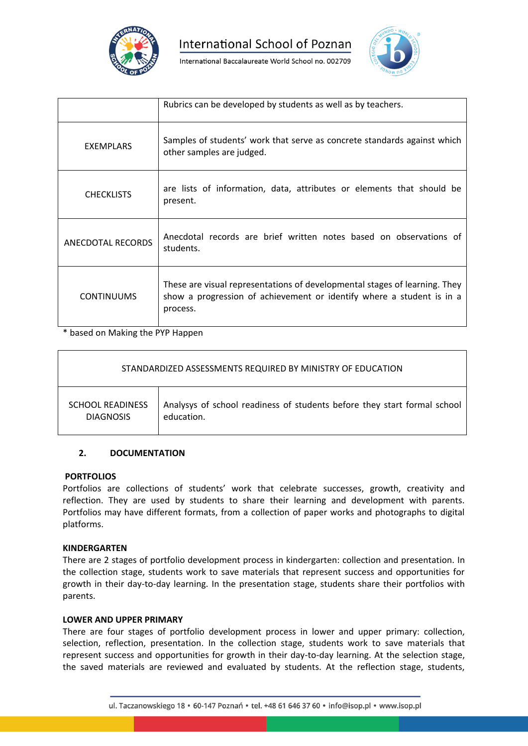| | |
|---|---|
| | Rubrics can be developed by students as well as by teachers. |
| EXEMPLARS | Samples of students' work that serve as concrete standards against which other samples are judged. |
| CHECKLISTS | are lists of information, data, attributes or elements that should be present. |
| ANECDOTAL RECORDS | Anecdotal records are brief written notes based on observations of students. |
| CONTINUUMS | These are visual representations of developmental stages of learning. They show a progression of achievement or identify where a student is in a process. |

* based on Making the PYP Happen

| STANDARDIZED ASSESSMENTS REQUIRED BY MINISTRY OF EDUCATION | |
|---|---|
| SCHOOL READINESS DIAGNOSIS | Analysys of school readiness of students before they start formal school education. |

## 2. DOCUMENTATION

**PORTFOLIOS**

Portfolios are collections of students' work that celebrate successes, growth, creativity and reflection. They are used by students to share their learning and development with parents. Portfolios may have different formats, from a collection of paper works and photographs to digital platforms.

**KINDERGARTEN**

There are 2 stages of portfolio development process in kindergarten: collection and presentation. In the collection stage, students work to save materials that represent success and opportunities for growth in their day-to-day learning. In the presentation stage, students share their portfolios with parents.

**LOWER AND UPPER PRIMARY**

There are four stages of portfolio development process in lower and upper primary: collection, selection, reflection, presentation. In the collection stage, students work to save materials that represent success and opportunities for growth in their day-to-day learning. At the selection stage, the saved materials are reviewed and evaluated by students. At the reflection stage, students,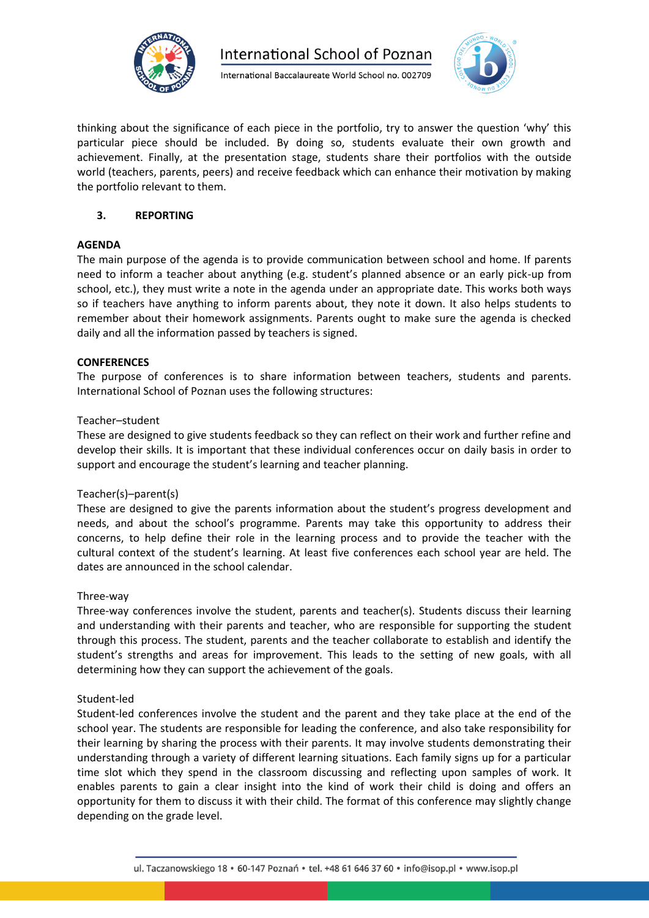thinking about the significance of each piece in the portfolio, try to answer the question 'why' this particular piece should be included. By doing so, students evaluate their own growth and achievement. Finally, at the presentation stage, students share their portfolios with the outside world (teachers, parents, peers) and receive feedback which can enhance their motivation by making the portfolio relevant to them.

## 3. REPORTING

### AGENDA

The main purpose of the agenda is to provide communication between school and home. If parents need to inform a teacher about anything (e.g. student's planned absence or an early pick-up from school, etc.), they must write a note in the agenda under an appropriate date. This works both ways so if teachers have anything to inform parents about, they note it down. It also helps students to remember about their homework assignments. Parents ought to make sure the agenda is checked daily and all the information passed by teachers is signed.

### CONFERENCES

The purpose of conferences is to share information between teachers, students and parents. International School of Poznan uses the following structures:

Teacher–student

These are designed to give students feedback so they can reflect on their work and further refine and develop their skills. It is important that these individual conferences occur on daily basis in order to support and encourage the student's learning and teacher planning.

Teacher(s)–parent(s)

These are designed to give the parents information about the student's progress development and needs, and about the school's programme. Parents may take this opportunity to address their concerns, to help define their role in the learning process and to provide the teacher with the cultural context of the student's learning. At least five conferences each school year are held. The dates are announced in the school calendar.

Three-way

Three-way conferences involve the student, parents and teacher(s). Students discuss their learning and understanding with their parents and teacher, who are responsible for supporting the student through this process. The student, parents and the teacher collaborate to establish and identify the student's strengths and areas for improvement. This leads to the setting of new goals, with all determining how they can support the achievement of the goals.

Student-led

Student-led conferences involve the student and the parent and they take place at the end of the school year. The students are responsible for leading the conference, and also take responsibility for their learning by sharing the process with their parents. It may involve students demonstrating their understanding through a variety of different learning situations. Each family signs up for a particular time slot which they spend in the classroom discussing and reflecting upon samples of work. It enables parents to gain a clear insight into the kind of work their child is doing and offers an opportunity for them to discuss it with their child. The format of this conference may slightly change depending on the grade level.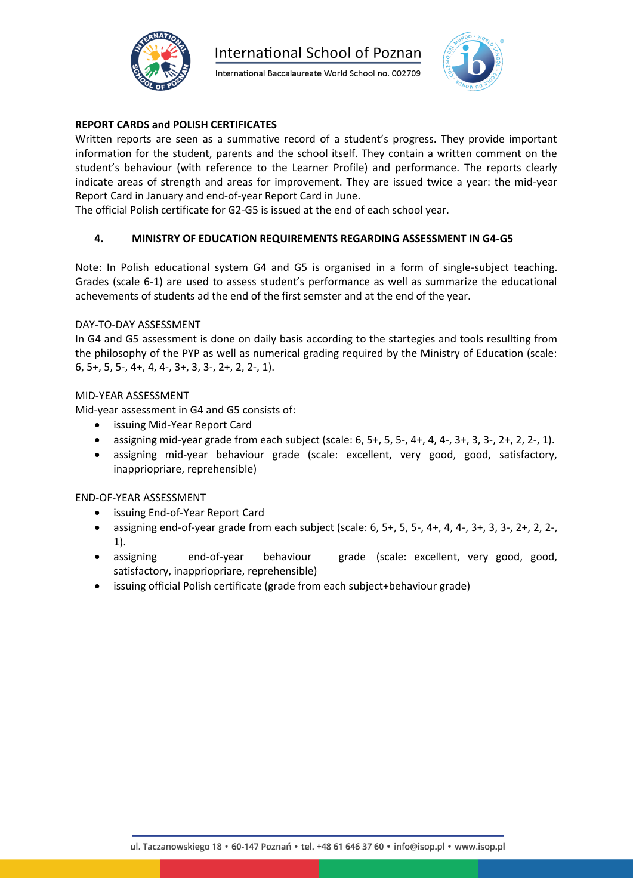**REPORT CARDS and POLISH CERTIFICATES**

Written reports are seen as a summative record of a student's progress. They provide important information for the student, parents and the school itself. They contain a written comment on the student's behaviour (with reference to the Learner Profile) and performance. The reports clearly indicate areas of strength and areas for improvement. They are issued twice a year: the mid-year Report Card in January and end-of-year Report Card in June.

The official Polish certificate for G2-G5 is issued at the end of each school year.

## 4. MINISTRY OF EDUCATION REQUIREMENTS REGARDING ASSESSMENT IN G4-G5

Note: In Polish educational system G4 and G5 is organised in a form of single-subject teaching. Grades (scale 6-1) are used to assess student's performance as well as summarize the educational achevements of students ad the end of the first semster and at the end of the year.

DAY-TO-DAY ASSESSMENT

In G4 and G5 assessment is done on daily basis according to the startegies and tools resullting from the philosophy of the PYP as well as numerical grading required by the Ministry of Education (scale: 6, 5+, 5, 5-, 4+, 4, 4-, 3+, 3, 3-, 2+, 2, 2-, 1).

MID-YEAR ASSESSMENT

Mid-year assessment in G4 and G5 consists of:

- issuing Mid-Year Report Card
- assigning mid-year grade from each subject (scale: 6, 5+, 5, 5-, 4+, 4, 4-, 3+, 3, 3-, 2+, 2, 2-, 1).
- assigning mid-year behaviour grade (scale: excellent, very good, good, satisfactory, inappriopriare, reprehensible)

END-OF-YEAR ASSESSMENT

- issuing End-of-Year Report Card
- assigning end-of-year grade from each subject (scale: 6, 5+, 5, 5-, 4+, 4, 4-, 3+, 3, 3-, 2+, 2, 2-, 1).
- assigning end-of-year behaviour grade (scale: excellent, very good, good, satisfactory, inappriopriare, reprehensible)
- issuing official Polish certificate (grade from each subject+behaviour grade)